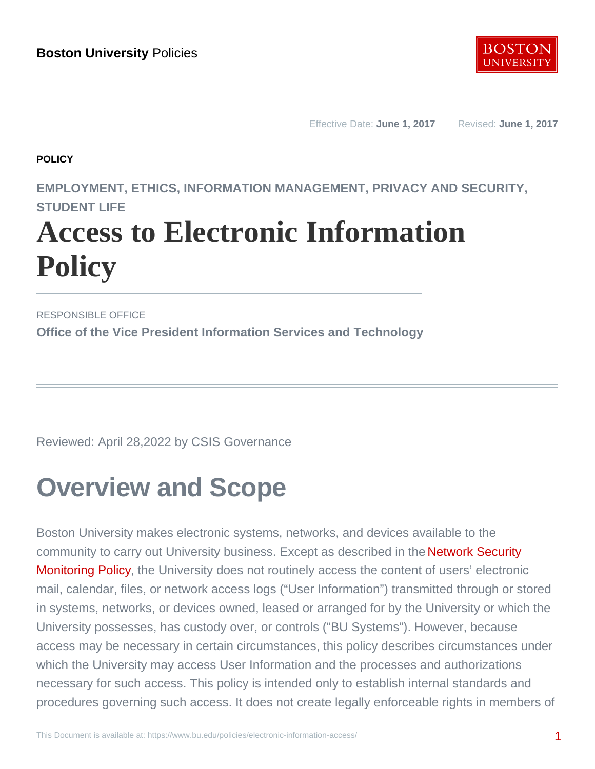Boston University Policies

Effective Date: **June 1, 2017** Revised: **June 1, 2017**

**POLICY**

EMPLOYMENT, ETHICS, INFORMATION MANAGEMENT, PRIVACY AND SECURITY, STUDENT LIFE

# Access to Electronic Information Policy

RESPONSIBLE OFFICE

**Office of the Vice President Information Services and Technology**

Reviewed: April 28,2022 by CSIS Governance

## Overview and Scope

Boston University makes electronic systems, networks, and devices available to the community to carry out University business. Except as described in the Network Security Monitoring Policy, the University does not routinely access the content of users' electronic mail, calendar, files, or network access logs ("User Information") transmitted through or stored in systems, networks, or devices owned, leased or arranged for by the University or which the University possesses, has custody over, or controls ("BU Systems"). However, because access may be necessary in certain circumstances, this policy describes circumstances under which the University may access User Information and the processes and authorizations necessary for such access. This policy is intended only to establish internal standards and procedures governing such access. It does not create legally enforceable rights in members of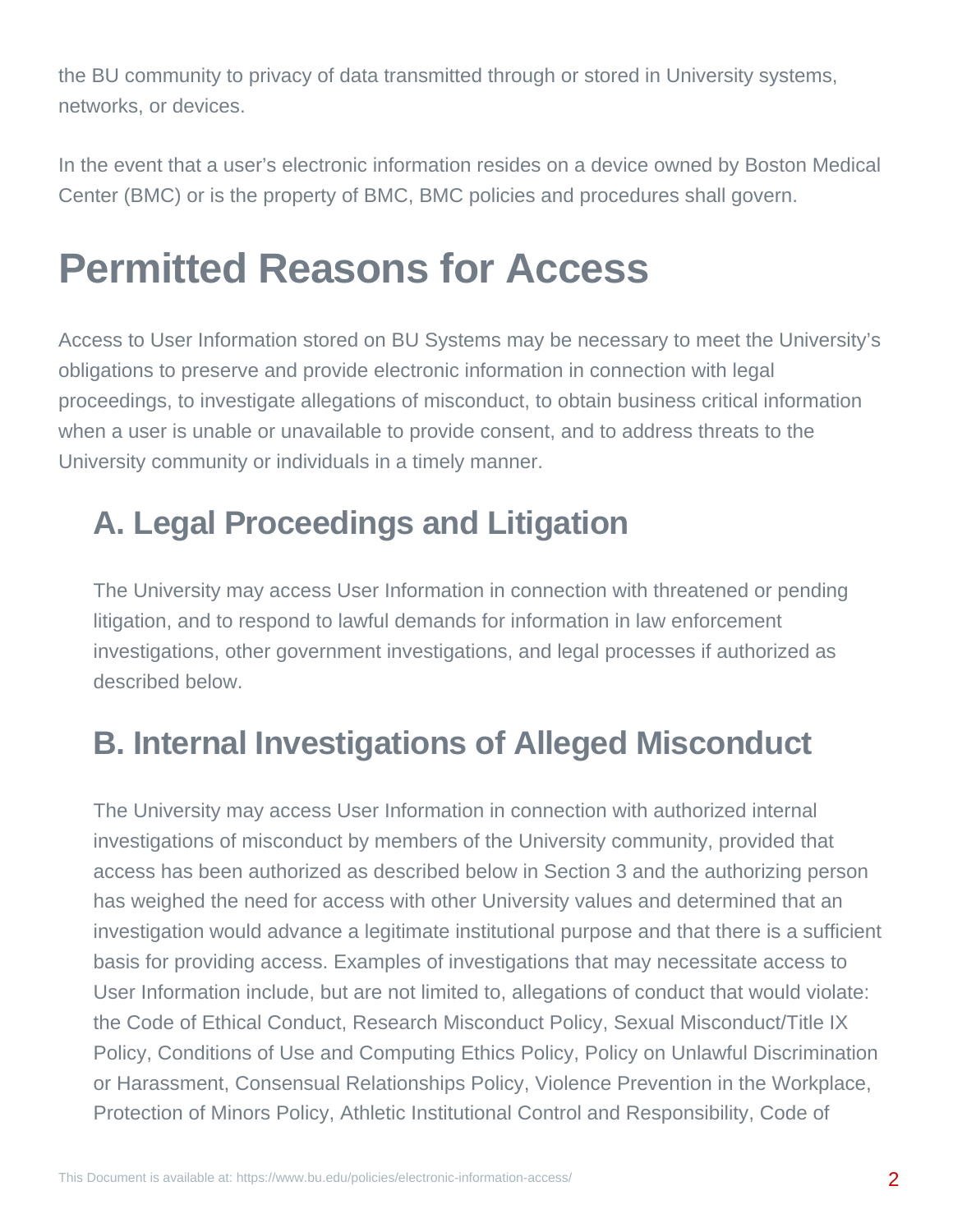the BU community to privacy of data transmitted through or stored in University systems, networks, or devices.

In the event that a user's electronic information resides on a device owned by Boston Medical Center (BMC) or is the property of BMC, BMC policies and procedures shall govern.

# Permitted Reasons for Access

Access to User Information stored on BU Systems may be necessary to meet the University's obligations to preserve and provide electronic information in connection with legal proceedings, to investigate allegations of misconduct, to obtain business critical information when a user is unable or unavailable to provide consent, and to address threats to the University community or individuals in a timely manner.

## A. Legal Proceedings and Litigation

The University may access User Information in connection with threatened or pending litigation, and to respond to lawful demands for information in law enforcement investigations, other government investigations, and legal processes if authorized as described below.

## B. Internal Investigations of Alleged Misconduct

The University may access User Information in connection with authorized internal investigations of misconduct by members of the University community, provided that access has been authorized as described below in Section 3 and the authorizing person has weighed the need for access with other University values and determined that an investigation would advance a legitimate institutional purpose and that there is a sufficient basis for providing access. Examples of investigations that may necessitate access to User Information include, but are not limited to, allegations of conduct that would violate: the Code of Ethical Conduct, Research Misconduct Policy, Sexual Misconduct/Title IX Policy, Conditions of Use and Computing Ethics Policy, Policy on Unlawful Discrimination or Harassment, Consensual Relationships Policy, Violence Prevention in the Workplace, Protection of Minors Policy, Athletic Institutional Control and Responsibility, Code of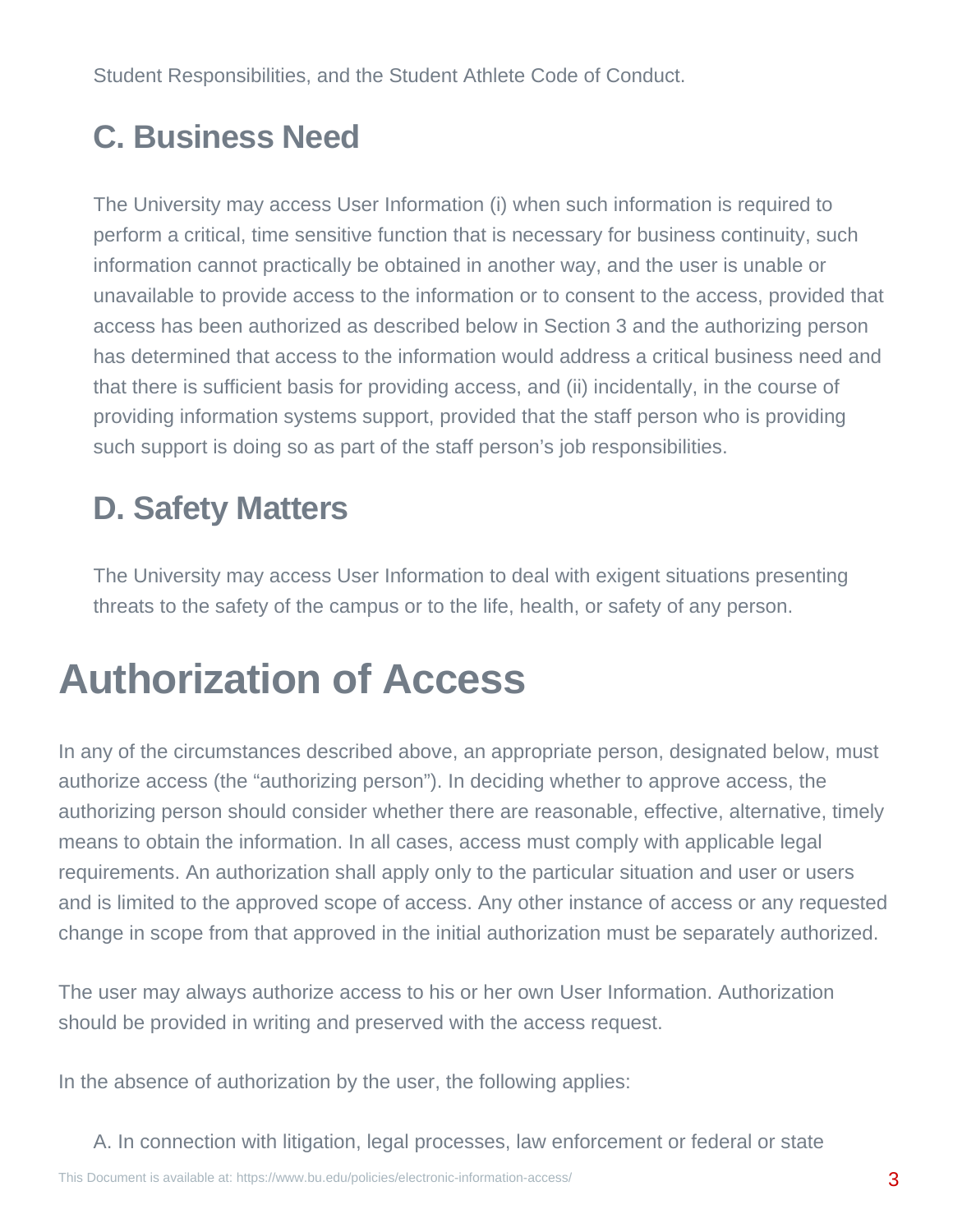Student Responsibilities, and the Student Athlete Code of Conduct.

## C. Business Need

The University may access User Information (i) when such information is required to perform a critical, time sensitive function that is necessary for business continuity, such information cannot practically be obtained in another way, and the user is unable or unavailable to provide access to the information or to consent to the access, provided that access has been authorized as described below in Section 3 and the authorizing person has determined that access to the information would address a critical business need and that there is sufficient basis for providing access, and (ii) incidentally, in the course of providing information systems support, provided that the staff person who is providing such support is doing so as part of the staff person's job responsibilities.

## D. Safety Matters

The University may access User Information to deal with exigent situations presenting threats to the safety of the campus or to the life, health, or safety of any person.

# Authorization of Access

In any of the circumstances described above, an appropriate person, designated below, must authorize access (the "authorizing person"). In deciding whether to approve access, the authorizing person should consider whether there are reasonable, effective, alternative, timely means to obtain the information. In all cases, access must comply with applicable legal requirements. An authorization shall apply only to the particular situation and user or users and is limited to the approved scope of access. Any other instance of access or any requested change in scope from that approved in the initial authorization must be separately authorized.

The user may always authorize access to his or her own User Information. Authorization should be provided in writing and preserved with the access request.

In the absence of authorization by the user, the following applies:

A. In connection with litigation, legal processes, law enforcement or federal or state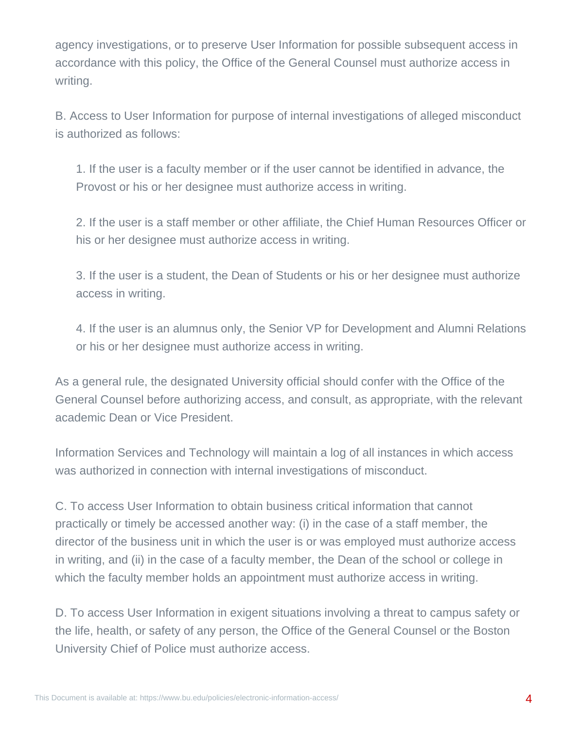agency investigations, or to preserve User Information for possible subsequent access in accordance with this policy, the Office of the General Counsel must authorize access in writing.

B. Access to User Information for purpose of internal investigations of alleged misconduct is authorized as follows:

1. If the user is a faculty member or if the user cannot be identified in advance, the Provost or his or her designee must authorize access in writing.

2. If the user is a staff member or other affiliate, the Chief Human Resources Officer or his or her designee must authorize access in writing.

3. If the user is a student, the Dean of Students or his or her designee must authorize access in writing.

4. If the user is an alumnus only, the Senior VP for Development and Alumni Relations or his or her designee must authorize access in writing.

As a general rule, the designated University official should confer with the Office of the General Counsel before authorizing access, and consult, as appropriate, with the relevant academic Dean or Vice President.

Information Services and Technology will maintain a log of all instances in which access was authorized in connection with internal investigations of misconduct.

C. To access User Information to obtain business critical information that cannot practically or timely be accessed another way: (i) in the case of a staff member, the director of the business unit in which the user is or was employed must authorize access in writing, and (ii) in the case of a faculty member, the Dean of the school or college in which the faculty member holds an appointment must authorize access in writing.

D. To access User Information in exigent situations involving a threat to campus safety or the life, health, or safety of any person, the Office of the General Counsel or the Boston University Chief of Police must authorize access.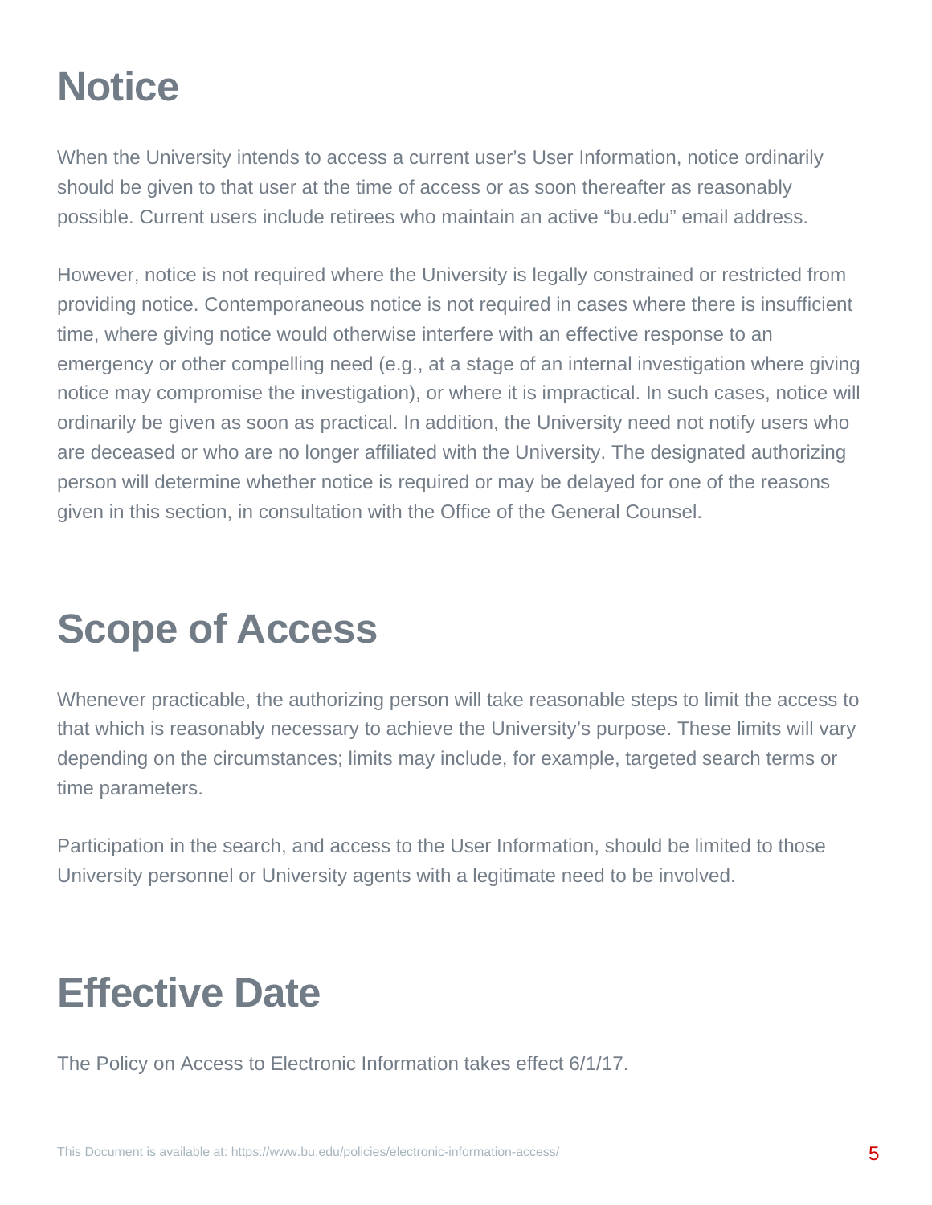# Notice

When the University intends to access a current user's User Information, notice ordinarily should be given to that user at the time of access or as soon thereafter as reasonably possible. Current users include retirees who maintain an active "bu.edu" email address.

However, notice is not required where the University is legally constrained or restricted from providing notice. Contemporaneous notice is not required in cases where there is insufficient time, where giving notice would otherwise interfere with an effective response to an emergency or other compelling need (e.g., at a stage of an internal investigation where giving notice may compromise the investigation), or where it is impractical. In such cases, notice will ordinarily be given as soon as practical. In addition, the University need not notify users who are deceased or who are no longer affiliated with the University. The designated authorizing person will determine whether notice is required or may be delayed for one of the reasons given in this section, in consultation with the Office of the General Counsel.

# Scope of Access

Whenever practicable, the authorizing person will take reasonable steps to limit the access to that which is reasonably necessary to achieve the University's purpose. These limits will vary depending on the circumstances; limits may include, for example, targeted search terms or time parameters.

Participation in the search, and access to the User Information, should be limited to those University personnel or University agents with a legitimate need to be involved.

# Effective Date

The Policy on Access to Electronic Information takes effect 6/1/17.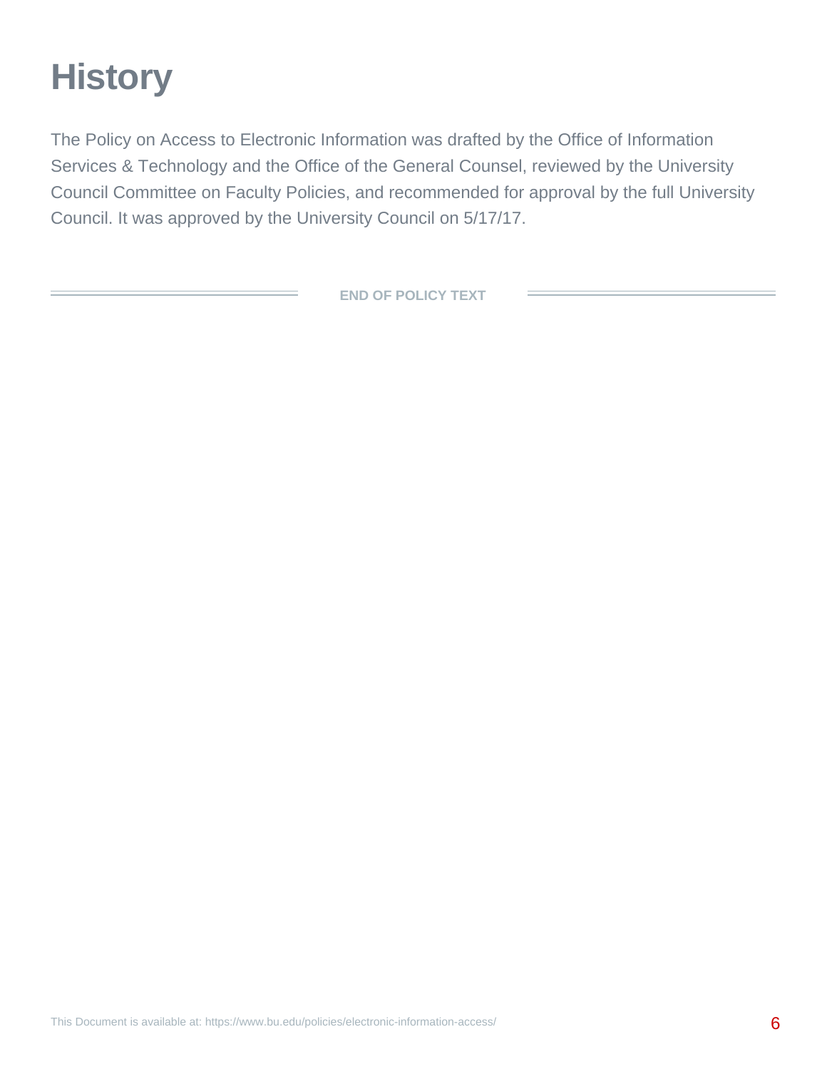# History

The Policy on Access to Electronic Information was drafted by the Office of Information Services & Technology and the Office of the General Counsel, reviewed by the University Council Committee on Faculty Policies, and recommended for approval by the full University Council. It was approved by the University Council on 5/17/17.

**END OF POLICY TEXT**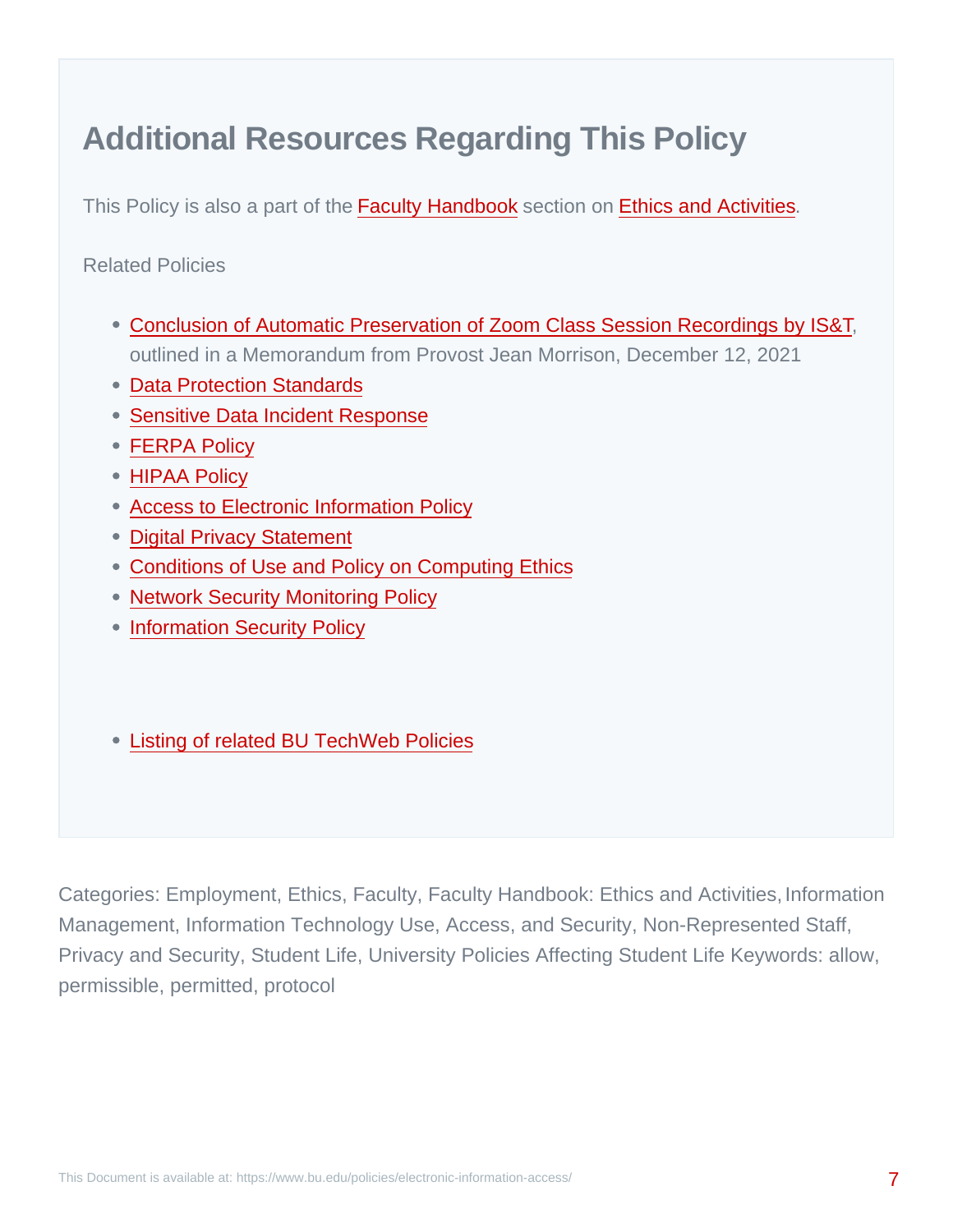## Additional Resources Regarding This Policy

This Policy is also a part of the Faculty Handbook section on Ethics and Activities.

Related Policies

- Conclusion of Automatic Preservation of Zoom Class Session Recordings by IS&T, outlined in a Memorandum from Provost Jean Morrison, December 12, 2021
- Data Protection Standards
- Sensitive Data Incident Response
- FERPA Policy
- HIPAA Policy
- Access to Electronic Information Policy
- Digital Privacy Statement
- Conditions of Use and Policy on Computing Ethics
- Network Security Monitoring Policy
- Information Security Policy

- Listing of related BU TechWeb Policies

Categories: Employment, Ethics, Faculty, Faculty Handbook: Ethics and Activities, Information Management, Information Technology Use, Access, and Security, Non-Represented Staff, Privacy and Security, Student Life, University Policies Affecting Student Life Keywords: allow, permissible, permitted, protocol